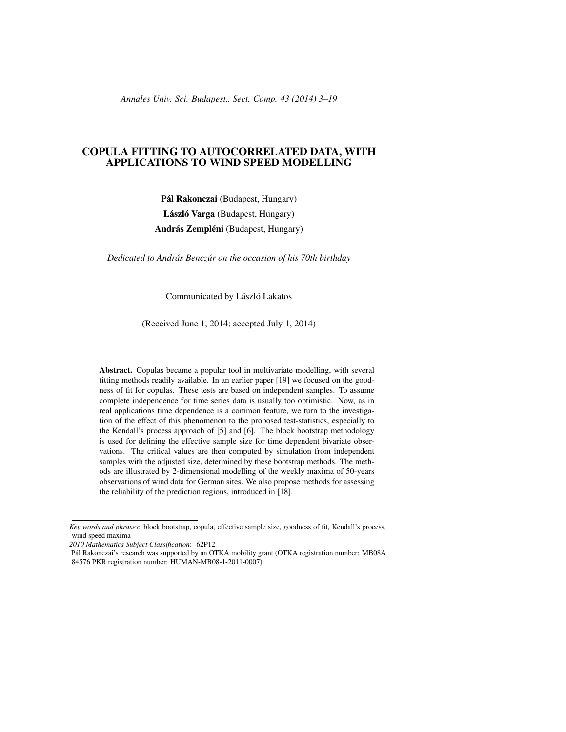# COPULA FITTING TO AUTOCORRELATED DATA, WITH APPLICATIONS TO WIND SPEED MODELLING

**Pál Rakonczai** (Budapest, Hungary)

**László Varga** (Budapest, Hungary)

**András Zempléni** (Budapest, Hungary)

*Dedicated to András Benczúr on the occasion of his 70th birthday*

Communicated by László Lakatos

(Received June 1, 2014; accepted July 1, 2014)

**Abstract.** Copulas became a popular tool in multivariate modelling, with several fitting methods readily available. In an earlier paper [19] we focused on the goodness of fit for copulas. These tests are based on independent samples. To assume complete independence for time series data is usually too optimistic. Now, as in real applications time dependence is a common feature, we turn to the investigation of the effect of this phenomenon to the proposed test-statistics, especially to the Kendall's process approach of [5] and [6]. The block bootstrap methodology is used for defining the effective sample size for time dependent bivariate observations. The critical values are then computed by simulation from independent samples with the adjusted size, determined by these bootstrap methods. The methods are illustrated by 2-dimensional modelling of the weekly maxima of 50-years observations of wind data for German sites. We also propose methods for assessing the reliability of the prediction regions, introduced in [18].

---

*Key words and phrases*: block bootstrap, copula, effective sample size, goodness of fit, Kendall's process, wind speed maxima

*2010 Mathematics Subject Classification*: 62P12

Pál Rakonczai's research was supported by an OTKA mobility grant (OTKA registration number: MB08A 84576 PKR registration number: HUMAN-MB08-1-2011-0007).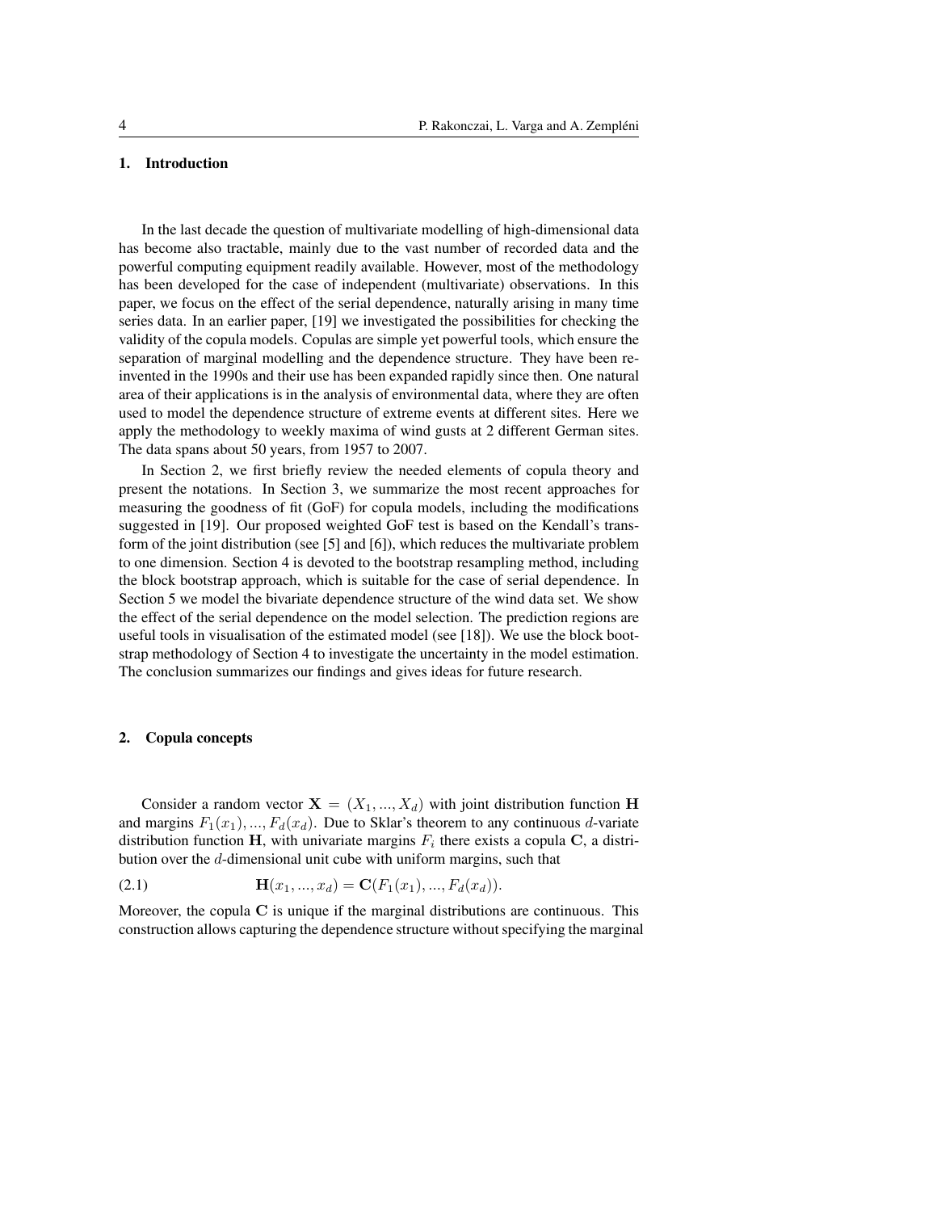## 1. Introduction

In the last decade the question of multivariate modelling of high-dimensional data has become also tractable, mainly due to the vast number of recorded data and the powerful computing equipment readily available. However, most of the methodology has been developed for the case of independent (multivariate) observations. In this paper, we focus on the effect of the serial dependence, naturally arising in many time series data. In an earlier paper, [19] we investigated the possibilities for checking the validity of the copula models. Copulas are simple yet powerful tools, which ensure the separation of marginal modelling and the dependence structure. They have been re-invented in the 1990s and their use has been expanded rapidly since then. One natural area of their applications is in the analysis of environmental data, where they are often used to model the dependence structure of extreme events at different sites. Here we apply the methodology to weekly maxima of wind gusts at 2 different German sites. The data spans about 50 years, from 1957 to 2007.

In Section 2, we first briefly review the needed elements of copula theory and present the notations. In Section 3, we summarize the most recent approaches for measuring the goodness of fit (GoF) for copula models, including the modifications suggested in [19]. Our proposed weighted GoF test is based on the Kendall's transform of the joint distribution (see [5] and [6]), which reduces the multivariate problem to one dimension. Section 4 is devoted to the bootstrap resampling method, including the block bootstrap approach, which is suitable for the case of serial dependence. In Section 5 we model the bivariate dependence structure of the wind data set. We show the effect of the serial dependence on the model selection. The prediction regions are useful tools in visualisation of the estimated model (see [18]). We use the block bootstrap methodology of Section 4 to investigate the uncertainty in the model estimation. The conclusion summarizes our findings and gives ideas for future research.

## 2. Copula concepts

Consider a random vector $\mathbf{X} = (X_1, ..., X_d)$ with joint distribution function $\mathbf{H}$ and margins $F_1(x_1), ..., F_d(x_d)$. Due to Sklar's theorem to any continuous $d$-variate distribution function $\mathbf{H}$, with univariate margins $F_i$ there exists a copula $\mathbf{C}$, a distribution over the $d$-dimensional unit cube with uniform margins, such that

$$\mathbf{H}(x_1, ..., x_d) = \mathbf{C}(F_1(x_1), ..., F_d(x_d)). \tag{2.1}$$

Moreover, the copula $\mathbf{C}$ is unique if the marginal distributions are continuous. This construction allows capturing the dependence structure without specifying the marginal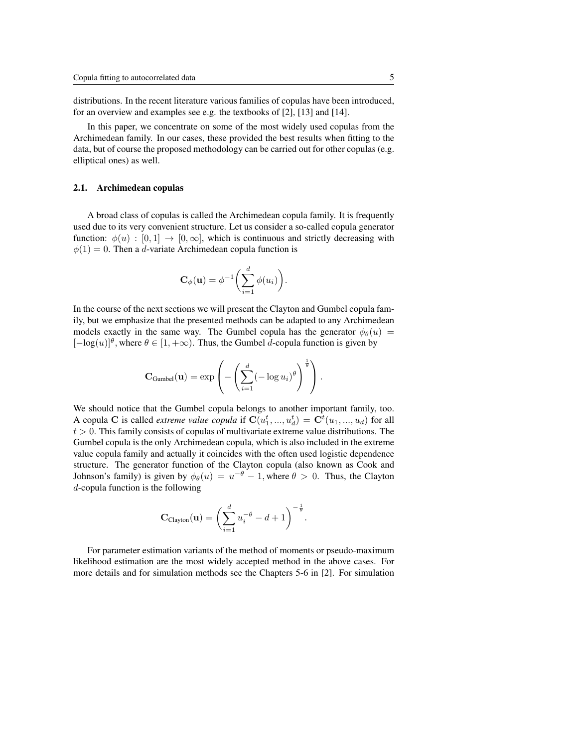distributions. In the recent literature various families of copulas have been introduced, for an overview and examples see e.g. the textbooks of [2], [13] and [14].

In this paper, we concentrate on some of the most widely used copulas from the Archimedean family. In our cases, these provided the best results when fitting to the data, but of course the proposed methodology can be carried out for other copulas (e.g. elliptical ones) as well.

### 2.1. Archimedean copulas

A broad class of copulas is called the Archimedean copula family. It is frequently used due to its very convenient structure. Let us consider a so-called copula generator function: $\phi(u) : [0,1] \to [0,\infty]$, which is continuous and strictly decreasing with $\phi(1) = 0$. Then a $d$-variate Archimedean copula function is

$$\mathbf{C}_{\phi}(\mathbf{u}) = \phi^{-1}\bigg(\sum_{i=1}^{d} \phi(u_i)\bigg).$$

In the course of the next sections we will present the Clayton and Gumbel copula family, but we emphasize that the presented methods can be adapted to any Archimedean models exactly in the same way. The Gumbel copula has the generator $\phi_{\theta}(u) = [-\log(u)]^{\theta}$, where $\theta \in [1, +\infty)$. Thus, the Gumbel $d$-copula function is given by

$$\mathbf{C}_{\text{Gumbel}}(\mathbf{u}) = \exp\left(-\left(\sum_{i=1}^{d}(-\log u_i)^{\theta}\right)^{\frac{1}{\theta}}\right).$$

We should notice that the Gumbel copula belongs to another important family, too. A copula $\mathbf{C}$ is called *extreme value copula* if $\mathbf{C}(u_1^t, ..., u_d^t) = \mathbf{C}^t(u_1, ..., u_d)$ for all $t > 0$. This family consists of copulas of multivariate extreme value distributions. The Gumbel copula is the only Archimedean copula, which is also included in the extreme value copula family and actually it coincides with the often used logistic dependence structure. The generator function of the Clayton copula (also known as Cook and Johnson's family) is given by $\phi_{\theta}(u) = u^{-\theta} - 1$, where $\theta > 0$. Thus, the Clayton $d$-copula function is the following

$$\mathbf{C}_{\text{Clayton}}(\mathbf{u}) = \left(\sum_{i=1}^{d} u_i^{-\theta} - d + 1\right)^{-\frac{1}{\theta}}.$$

For parameter estimation variants of the method of moments or pseudo-maximum likelihood estimation are the most widely accepted method in the above cases. For more details and for simulation methods see the Chapters 5-6 in [2]. For simulation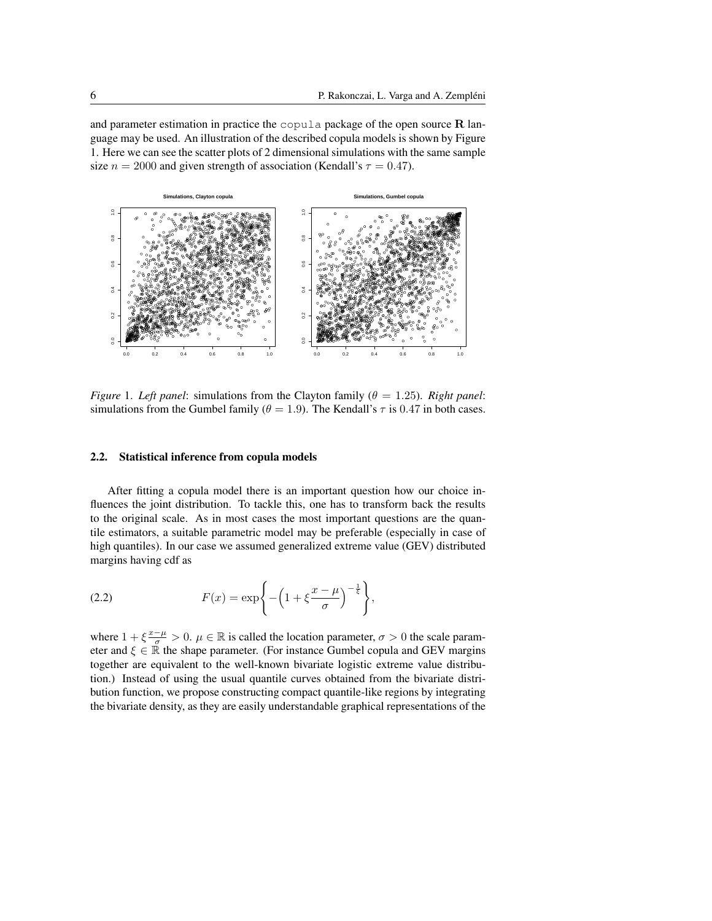and parameter estimation in practice the `copula` package of the open source **R** language may be used. An illustration of the described copula models is shown by Figure 1. Here we can see the scatter plots of 2 dimensional simulations with the same sample size $n = 2000$ and given strength of association (Kendall's $\tau = 0.47$).

*Figure* 1. *Left panel*: simulations from the Clayton family ($\theta = 1.25$). *Right panel*: simulations from the Gumbel family ($\theta = 1.9$). The Kendall's $\tau$ is $0.47$ in both cases.

### 2.2. Statistical inference from copula models

After fitting a copula model there is an important question how our choice influences the joint distribution. To tackle this, one has to transform back the results to the original scale. As in most cases the most important questions are the quantile estimators, a suitable parametric model may be preferable (especially in case of high quantiles). In our case we assumed generalized extreme value (GEV) distributed margins having cdf as

$$F(x) = \exp\left\{-\left(1 + \xi\frac{x-\mu}{\sigma}\right)^{-\frac{1}{\xi}}\right\}, \tag{2.2}$$

where $1 + \xi\frac{x-\mu}{\sigma} > 0$. $\mu \in \mathbb{R}$ is called the location parameter, $\sigma > 0$ the scale parameter and $\xi \in \mathbb{R}$ the shape parameter. (For instance Gumbel copula and GEV margins together are equivalent to the well-known bivariate logistic extreme value distribution.) Instead of using the usual quantile curves obtained from the bivariate distribution function, we propose constructing compact quantile-like regions by integrating the bivariate density, as they are easily understandable graphical representations of the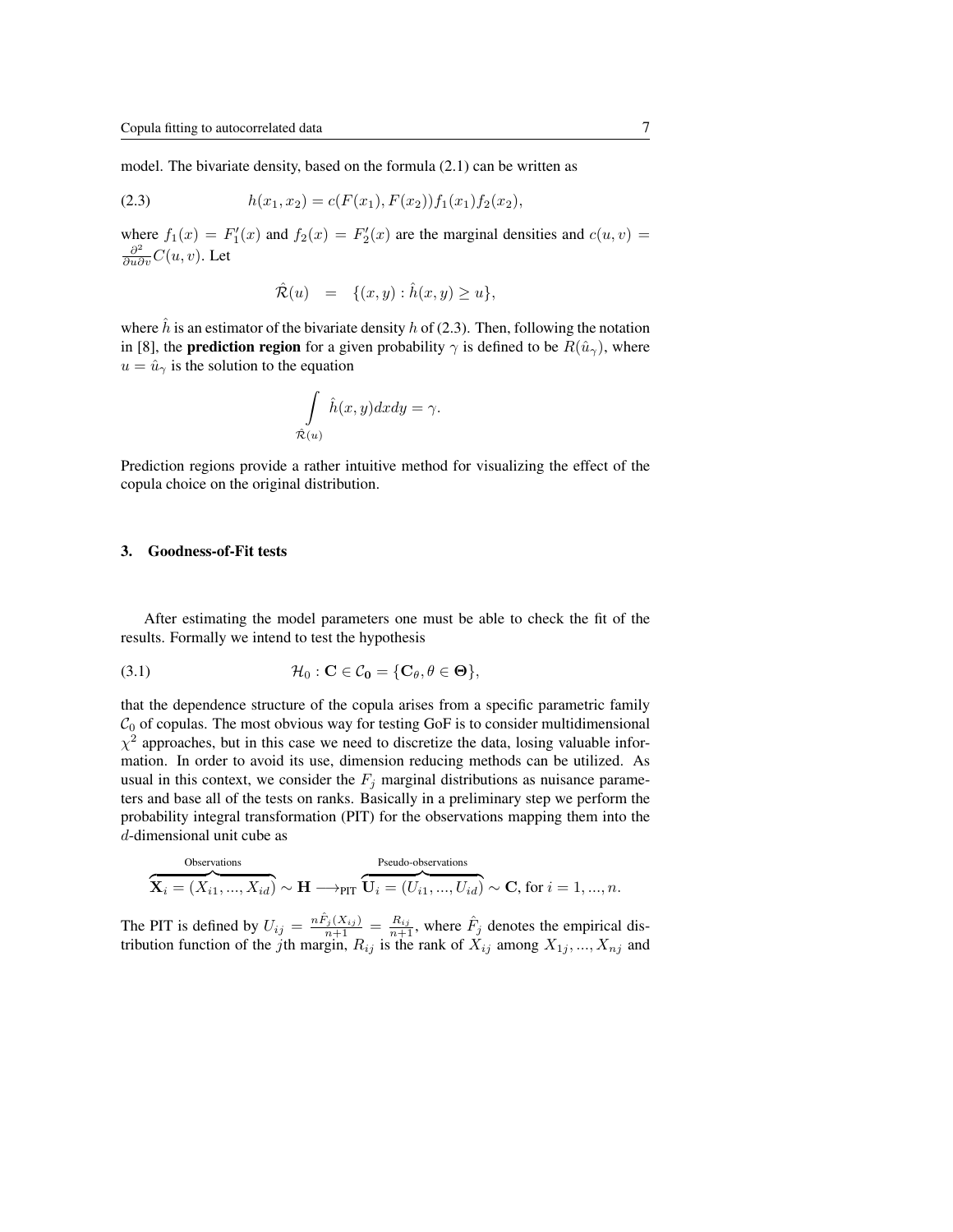model. The bivariate density, based on the formula (2.1) can be written as

$$h(x_1, x_2) = c(F(x_1), F(x_2))f_1(x_1)f_2(x_2), \tag{2.3}$$

where $f_1(x) = F_1'(x)$ and $f_2(x) = F_2'(x)$ are the marginal densities and $c(u, v) = \frac{\partial^2}{\partial u \partial v}C(u, v)$. Let

$$\hat{\mathcal{R}}(u) \quad = \quad \{(x, y) : \hat{h}(x, y) \geq u\},$$

where $\hat{h}$ is an estimator of the bivariate density $h$ of (2.3). Then, following the notation in [8], the **prediction region** for a given probability $\gamma$ is defined to be $R(\hat{u}_\gamma)$, where $u = \hat{u}_\gamma$ is the solution to the equation

$$\int_{\hat{\mathcal{R}}(u)} \hat{h}(x, y)dxdy = \gamma.$$

Prediction regions provide a rather intuitive method for visualizing the effect of the copula choice on the original distribution.

## 3. Goodness-of-Fit tests

After estimating the model parameters one must be able to check the fit of the results. Formally we intend to test the hypothesis

$$\mathcal{H}_0 : \mathbf{C} \in \mathcal{C}_\mathbf{0} = \{\mathbf{C}_\theta, \theta \in \mathbf{\Theta}\}, \tag{3.1}$$

that the dependence structure of the copula arises from a specific parametric family $\mathcal{C}_0$ of copulas. The most obvious way for testing GoF is to consider multidimensional $\chi^2$ approaches, but in this case we need to discretize the data, losing valuable information. In order to avoid its use, dimension reducing methods can be utilized. As usual in this context, we consider the $F_j$ marginal distributions as nuisance parameters and base all of the tests on ranks. Basically in a preliminary step we perform the probability integral transformation (PIT) for the observations mapping them into the $d$-dimensional unit cube as

$$\overbrace{\mathbf{X}_i = (X_{i1}, ..., X_{id})}^{\text{Observations}} \sim \mathbf{H} \longrightarrow_{\text{PIT}} \overbrace{\mathbf{U}_i = (U_{i1}, ..., U_{id})}^{\text{Pseudo-observations}} \sim \mathbf{C}, \text{ for } i = 1, ..., n.$$

The PIT is defined by $U_{ij} = \frac{n\hat{F}_j(X_{ij})}{n+1} = \frac{R_{ij}}{n+1}$, where $\hat{F}_j$ denotes the empirical distribution function of the $j$th margin, $R_{ij}$ is the rank of $X_{ij}$ among $X_{1j}, ..., X_{nj}$ and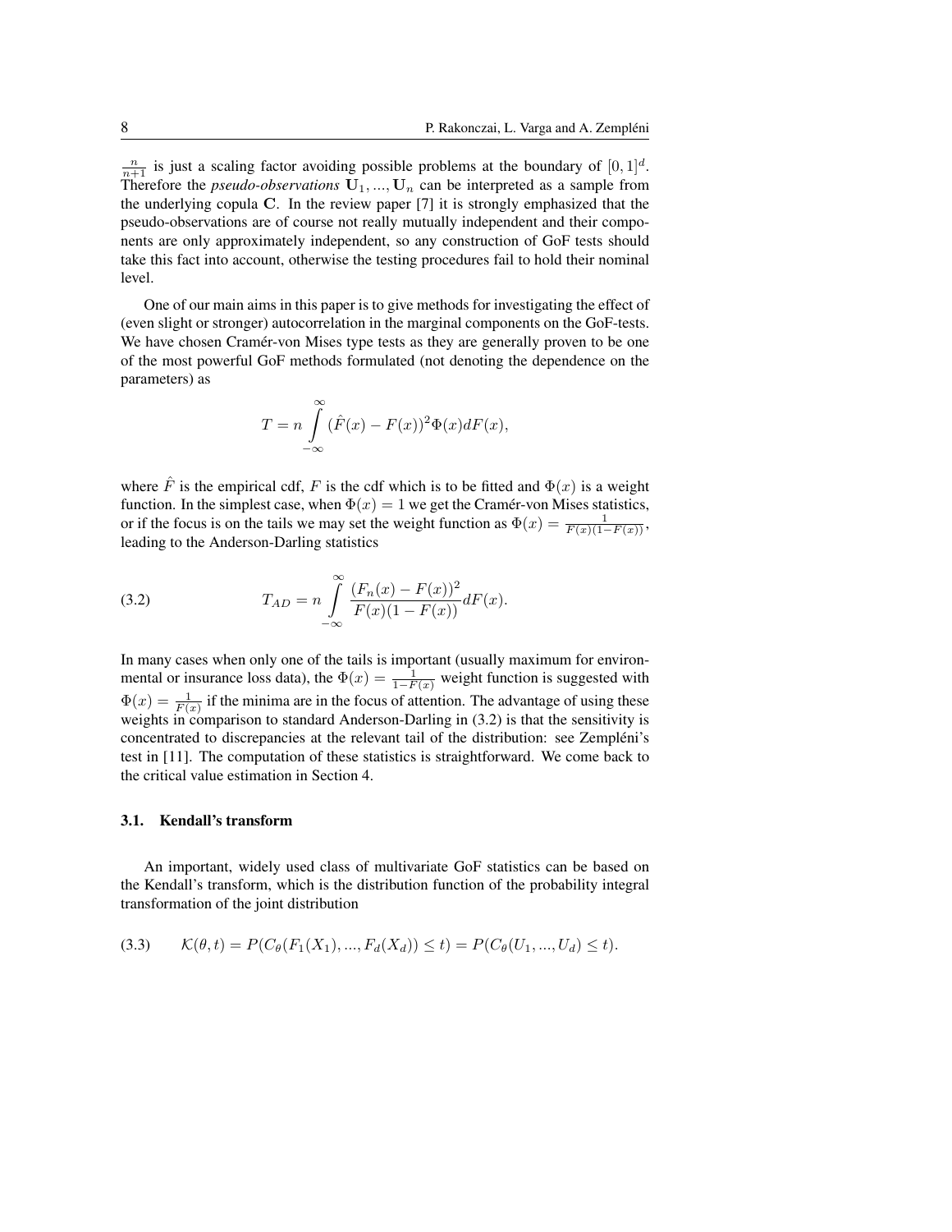$\frac{n}{n+1}$ is just a scaling factor avoiding possible problems at the boundary of $[0,1]^d$. Therefore the *pseudo-observations* $\mathbf{U}_1, ..., \mathbf{U}_n$ can be interpreted as a sample from the underlying copula $\mathbf{C}$. In the review paper [7] it is strongly emphasized that the pseudo-observations are of course not really mutually independent and their components are only approximately independent, so any construction of GoF tests should take this fact into account, otherwise the testing procedures fail to hold their nominal level.

One of our main aims in this paper is to give methods for investigating the effect of (even slight or stronger) autocorrelation in the marginal components on the GoF-tests. We have chosen Cramér-von Mises type tests as they are generally proven to be one of the most powerful GoF methods formulated (not denoting the dependence on the parameters) as

$$T = n \int_{-\infty}^{\infty} (\hat{F}(x) - F(x))^2 \Phi(x) dF(x),$$

where $\hat{F}$ is the empirical cdf, $F$ is the cdf which is to be fitted and $\Phi(x)$ is a weight function. In the simplest case, when $\Phi(x) = 1$ we get the Cramér-von Mises statistics, or if the focus is on the tails we may set the weight function as $\Phi(x) = \frac{1}{F(x)(1-F(x))}$, leading to the Anderson-Darling statistics

$$T_{AD} = n \int_{-\infty}^{\infty} \frac{(F_n(x) - F(x))^2}{F(x)(1 - F(x))} dF(x). \tag{3.2}$$

In many cases when only one of the tails is important (usually maximum for environmental or insurance loss data), the $\Phi(x) = \frac{1}{1-F(x)}$ weight function is suggested with $\Phi(x) = \frac{1}{F(x)}$ if the minima are in the focus of attention. The advantage of using these weights in comparison to standard Anderson-Darling in (3.2) is that the sensitivity is concentrated to discrepancies at the relevant tail of the distribution: see Zempléni's test in [11]. The computation of these statistics is straightforward. We come back to the critical value estimation in Section 4.

### 3.1. Kendall's transform

An important, widely used class of multivariate GoF statistics can be based on the Kendall's transform, which is the distribution function of the probability integral transformation of the joint distribution

$$\mathcal{K}(\theta, t) = P(C_\theta(F_1(X_1), ..., F_d(X_d)) \leq t) = P(C_\theta(U_1, ..., U_d) \leq t). \tag{3.3}$$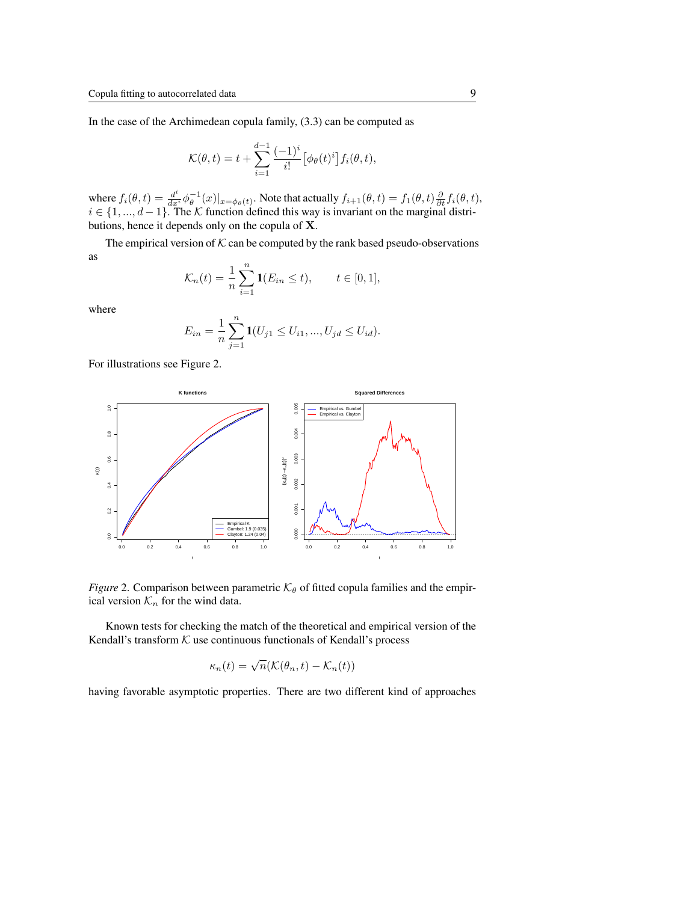In the case of the Archimedean copula family, (3.3) can be computed as

$$\mathcal{K}(\theta, t) = t + \sum_{i=1}^{d-1} \frac{(-1)^i}{i!} \left[\phi_\theta(t)^i\right] f_i(\theta, t),$$

where $f_i(\theta, t) = \frac{d^i}{dx^i}\phi_\theta^{-1}(x)|_{x=\phi_\theta(t)}$. Note that actually $f_{i+1}(\theta, t) = f_1(\theta, t)\frac{\partial}{\partial t} f_i(\theta, t)$, $i \in \{1, ..., d-1\}$. The $\mathcal{K}$ function defined this way is invariant on the marginal distributions, hence it depends only on the copula of $\mathbf{X}$.

The empirical version of $\mathcal{K}$ can be computed by the rank based pseudo-observations as

$$\mathcal{K}_n(t) = \frac{1}{n}\sum_{i=1}^{n} \mathbf{1}(E_{in} \leq t), \qquad t \in [0, 1],$$

where

$$E_{in} = \frac{1}{n}\sum_{j=1}^{n} \mathbf{1}(U_{j1} \leq U_{i1}, ..., U_{jd} \leq U_{id}).$$

For illustrations see Figure 2.

*Figure* 2. Comparison between parametric $\mathcal{K}_\theta$ of fitted copula families and the empirical version $\mathcal{K}_n$ for the wind data.

Known tests for checking the match of the theoretical and empirical version of the Kendall's transform $\mathcal{K}$ use continuous functionals of Kendall's process

$$\kappa_n(t) = \sqrt{n}(\mathcal{K}(\theta_n, t) - \mathcal{K}_n(t))$$

having favorable asymptotic properties. There are two different kind of approaches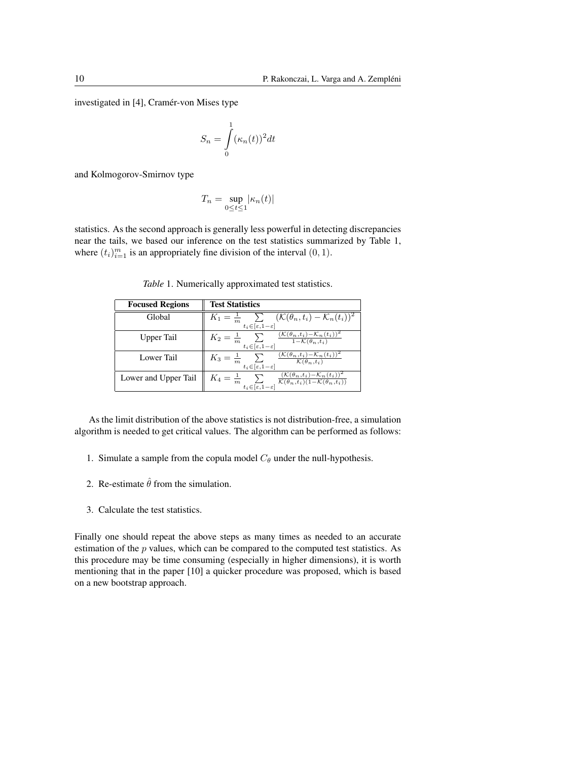investigated in [4], Cramér-von Mises type

$$S_n = \int_0^1 (\kappa_n(t))^2 dt$$

and Kolmogorov-Smirnov type

$$T_n = \sup_{0 \le t \le 1} |\kappa_n(t)|$$

statistics. As the second approach is generally less powerful in detecting discrepancies near the tails, we based our inference on the test statistics summarized by Table 1, where $(t_i)_{i=1}^m$ is an appropriately fine division of the interval $(0, 1)$.

*Table* 1. Numerically approximated test statistics.

| **Focused Regions** | **Test Statistics** |
|---|---|
| Global | $K_1 = \frac{1}{m} \sum\limits_{t_i \in [\varepsilon, 1-\varepsilon]} (\mathcal{K}(\theta_n, t_i) - \mathcal{K}_n(t_i))^2$ |
| Upper Tail | $K_2 = \frac{1}{m} \sum\limits_{t_i \in [\varepsilon, 1-\varepsilon]} \frac{(\mathcal{K}(\theta_n, t_i) - \mathcal{K}_n(t_i))^2}{1 - \mathcal{K}(\theta_n, t_i)}$ |
| Lower Tail | $K_3 = \frac{1}{m} \sum\limits_{t_i \in [\varepsilon, 1-\varepsilon]} \frac{(\mathcal{K}(\theta_n, t_i) - \mathcal{K}_n(t_i))^2}{\mathcal{K}(\theta_n, t_i)}$ |
| Lower and Upper Tail | $K_4 = \frac{1}{m} \sum\limits_{t_i \in [\varepsilon, 1-\varepsilon]} \frac{(\mathcal{K}(\theta_n, t_i) - \mathcal{K}_n(t_i))^2}{\mathcal{K}(\theta_n, t_i)(1 - \mathcal{K}(\theta_n, t_i))}$ |

As the limit distribution of the above statistics is not distribution-free, a simulation algorithm is needed to get critical values. The algorithm can be performed as follows:

1. Simulate a sample from the copula model $C_\theta$ under the null-hypothesis.
2. Re-estimate $\hat{\theta}$ from the simulation.
3. Calculate the test statistics.

Finally one should repeat the above steps as many times as needed to an accurate estimation of the $p$ values, which can be compared to the computed test statistics. As this procedure may be time consuming (especially in higher dimensions), it is worth mentioning that in the paper [10] a quicker procedure was proposed, which is based on a new bootstrap approach.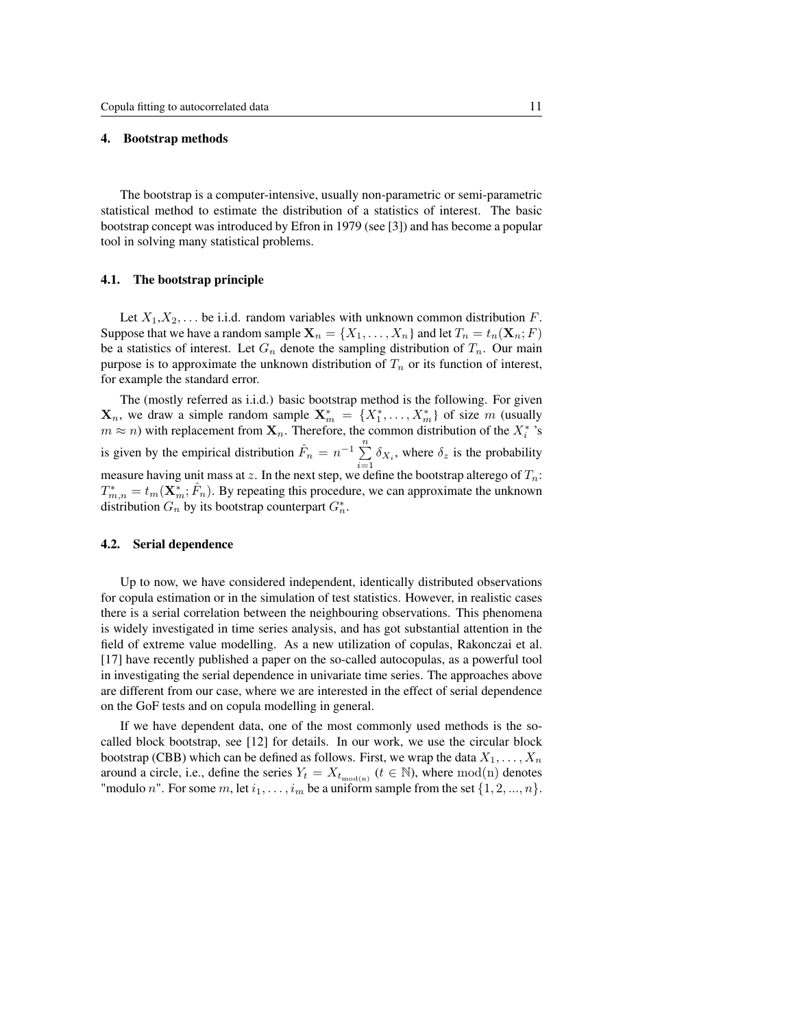## 4. Bootstrap methods

The bootstrap is a computer-intensive, usually non-parametric or semi-parametric statistical method to estimate the distribution of a statistics of interest. The basic bootstrap concept was introduced by Efron in 1979 (see [3]) and has become a popular tool in solving many statistical problems.

### 4.1. The bootstrap principle

Let $X_1$,$X_2$,... be i.i.d. random variables with unknown common distribution $F$. Suppose that we have a random sample $\mathbf{X}_n = \{X_1, \ldots, X_n\}$ and let $T_n = t_n(\mathbf{X}_n; F)$ be a statistics of interest. Let $G_n$ denote the sampling distribution of $T_n$. Our main purpose is to approximate the unknown distribution of $T_n$ or its function of interest, for example the standard error.

The (mostly referred as i.i.d.) basic bootstrap method is the following. For given $\mathbf{X}_n$, we draw a simple random sample $\mathbf{X}^*_m = \{X^*_1, \ldots, X^*_m\}$ of size $m$ (usually $m \approx n$) with replacement from $\mathbf{X}_n$. Therefore, the common distribution of the $X^*_i$ 's is given by the empirical distribution $\hat{F}_n = n^{-1} \sum\limits_{i=1}^{n} \delta_{X_i}$, where $\delta_z$ is the probability measure having unit mass at $z$. In the next step, we define the bootstrap alterego of $T_n$: $T^*_{m,n} = t_m(\mathbf{X}^*_m; \hat{F}_n)$. By repeating this procedure, we can approximate the unknown distribution $G_n$ by its bootstrap counterpart $G^*_n$.

### 4.2. Serial dependence

Up to now, we have considered independent, identically distributed observations for copula estimation or in the simulation of test statistics. However, in realistic cases there is a serial correlation between the neighbouring observations. This phenomena is widely investigated in time series analysis, and has got substantial attention in the field of extreme value modelling. As a new utilization of copulas, Rakonczai et al. [17] have recently published a paper on the so-called autocopulas, as a powerful tool in investigating the serial dependence in univariate time series. The approaches above are different from our case, where we are interested in the effect of serial dependence on the GoF tests and on copula modelling in general.

If we have dependent data, one of the most commonly used methods is the so-called block bootstrap, see [12] for details. In our work, we use the circular block bootstrap (CBB) which can be defined as follows. First, we wrap the data $X_1, \ldots, X_n$ around a circle, i.e., define the series $Y_t = X_{t_{\mathrm{mod(n)}}}$ ($t \in \mathbb{N}$), where $\mathrm{mod(n)}$ denotes "modulo $n$". For some $m$, let $i_1, \ldots, i_m$ be a uniform sample from the set $\{1, 2, ..., n\}$.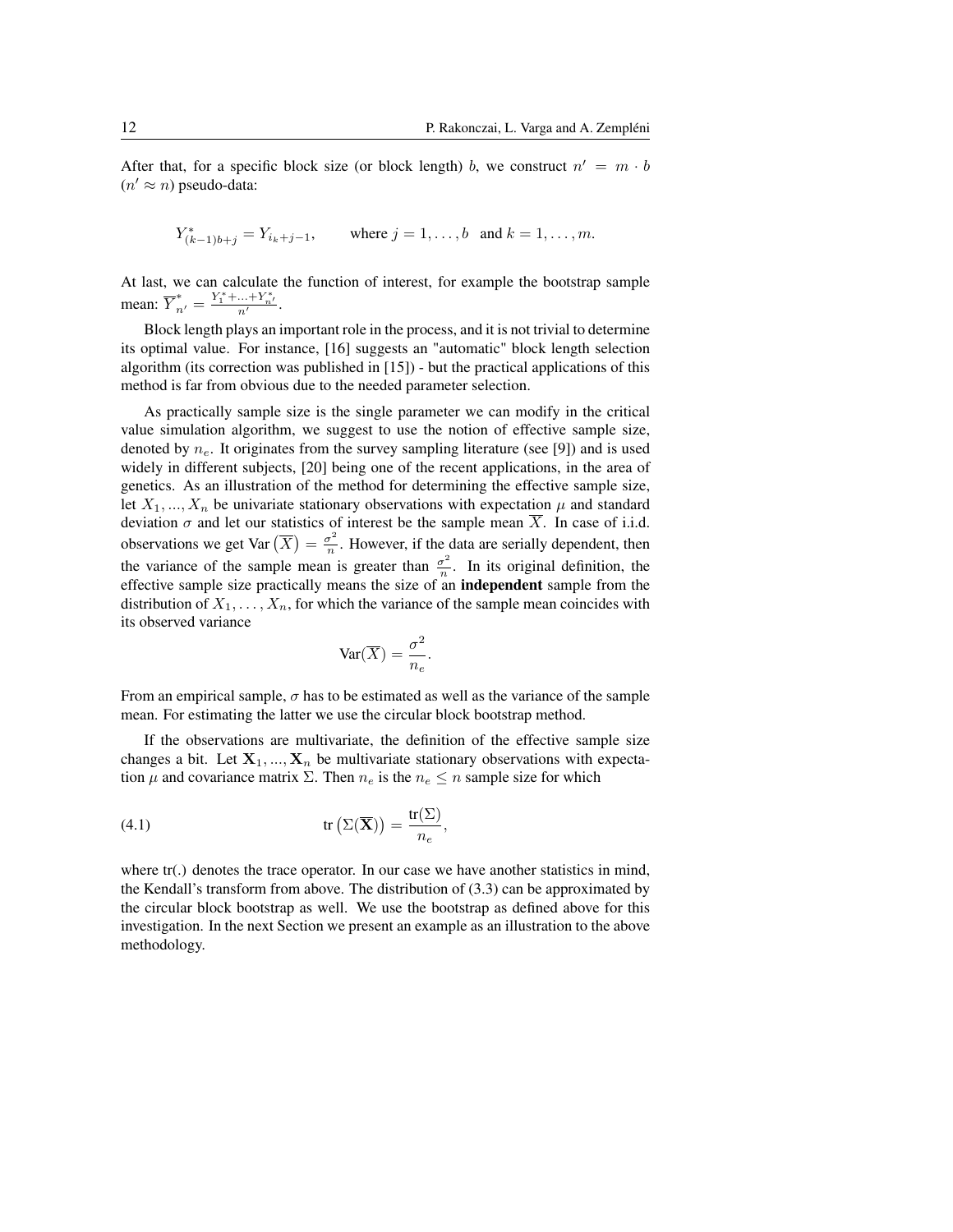After that, for a specific block size (or block length) $b$, we construct $n' = m \cdot b$ ($n' \approx n$) pseudo-data:

$$Y^*_{(k-1)b+j} = Y_{i_k+j-1}, \qquad \text{where } j = 1, \dots, b \ \text{ and } k = 1, \dots, m.$$

At last, we can calculate the function of interest, for example the bootstrap sample mean: $\overline{Y}^*_{n'} = \frac{Y^*_1 + \dots + Y^*_{n'}}{n'}$.

Block length plays an important role in the process, and it is not trivial to determine its optimal value. For instance, [16] suggests an "automatic" block length selection algorithm (its correction was published in [15]) - but the practical applications of this method is far from obvious due to the needed parameter selection.

As practically sample size is the single parameter we can modify in the critical value simulation algorithm, we suggest to use the notion of effective sample size, denoted by $n_e$. It originates from the survey sampling literature (see [9]) and is used widely in different subjects, [20] being one of the recent applications, in the area of genetics. As an illustration of the method for determining the effective sample size, let $X_1, ..., X_n$ be univariate stationary observations with expectation $\mu$ and standard deviation $\sigma$ and let our statistics of interest be the sample mean $\overline{X}$. In case of i.i.d. observations we get $\text{Var}\left(\overline{X}\right) = \frac{\sigma^2}{n}$. However, if the data are serially dependent, then the variance of the sample mean is greater than $\frac{\sigma^2}{n}$. In its original definition, the effective sample size practically means the size of an **independent** sample from the distribution of $X_1, \dots, X_n$, for which the variance of the sample mean coincides with its observed variance

$$\text{Var}(\overline{X}) = \frac{\sigma^2}{n_e}.$$

From an empirical sample, $\sigma$ has to be estimated as well as the variance of the sample mean. For estimating the latter we use the circular block bootstrap method.

If the observations are multivariate, the definition of the effective sample size changes a bit. Let $\mathbf{X}_1, ..., \mathbf{X}_n$ be multivariate stationary observations with expectation $\mu$ and covariance matrix $\Sigma$. Then $n_e$ is the $n_e \leq n$ sample size for which

$$\text{tr}\left(\Sigma(\overline{\mathbf{X}})\right) = \frac{\text{tr}(\Sigma)}{n_e}, \tag{4.1}$$

where tr(.) denotes the trace operator. In our case we have another statistics in mind, the Kendall's transform from above. The distribution of (3.3) can be approximated by the circular block bootstrap as well. We use the bootstrap as defined above for this investigation. In the next Section we present an example as an illustration to the above methodology.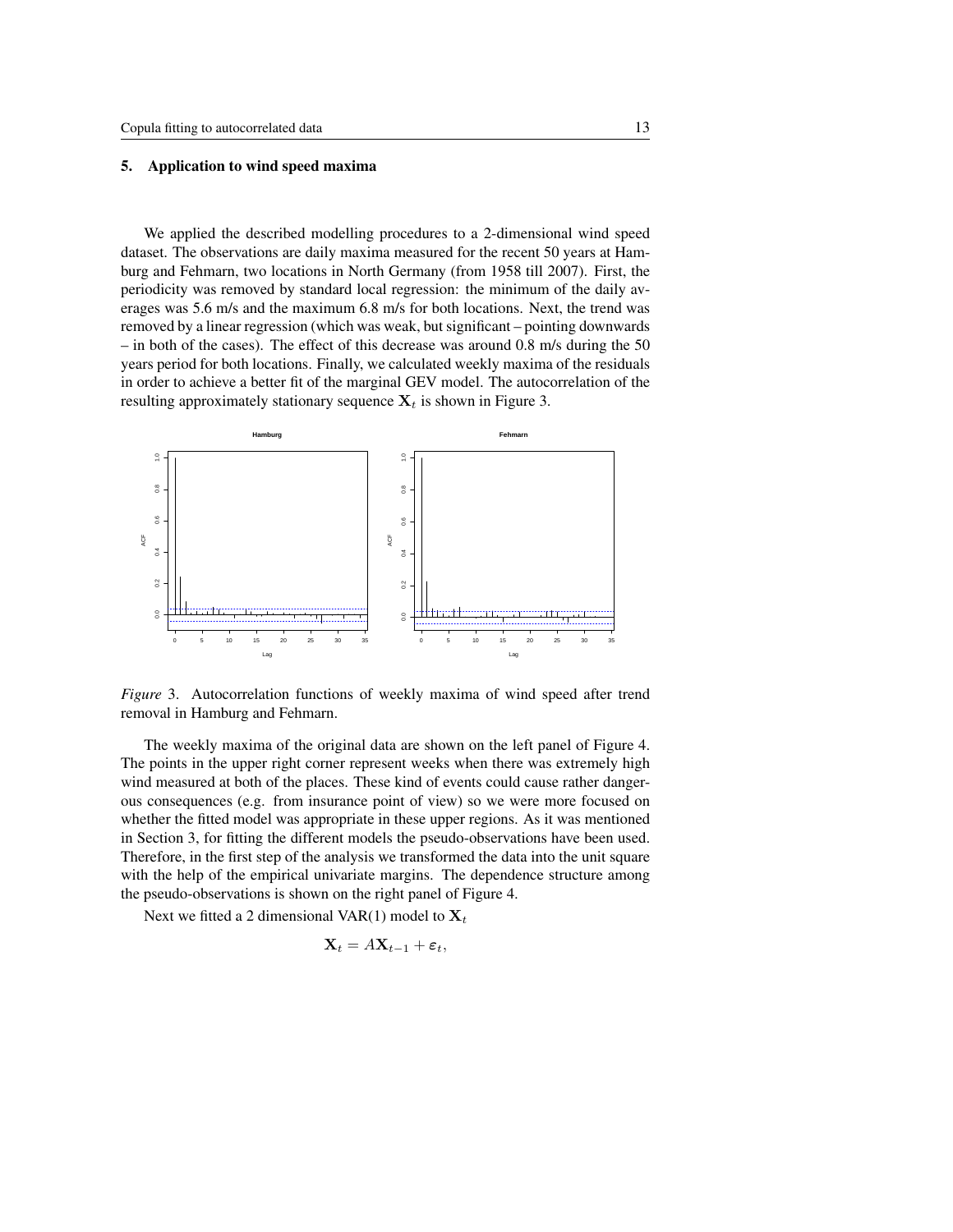## 5. Application to wind speed maxima

We applied the described modelling procedures to a 2-dimensional wind speed dataset. The observations are daily maxima measured for the recent 50 years at Hamburg and Fehmarn, two locations in North Germany (from 1958 till 2007). First, the periodicity was removed by standard local regression: the minimum of the daily averages was 5.6 m/s and the maximum 6.8 m/s for both locations. Next, the trend was removed by a linear regression (which was weak, but significant – pointing downwards – in both of the cases). The effect of this decrease was around 0.8 m/s during the 50 years period for both locations. Finally, we calculated weekly maxima of the residuals in order to achieve a better fit of the marginal GEV model. The autocorrelation of the resulting approximately stationary sequence $\mathbf{X}_t$ is shown in Figure 3.

*Figure* 3. Autocorrelation functions of weekly maxima of wind speed after trend removal in Hamburg and Fehmarn.

The weekly maxima of the original data are shown on the left panel of Figure 4. The points in the upper right corner represent weeks when there was extremely high wind measured at both of the places. These kind of events could cause rather dangerous consequences (e.g. from insurance point of view) so we were more focused on whether the fitted model was appropriate in these upper regions. As it was mentioned in Section 3, for fitting the different models the pseudo-observations have been used. Therefore, in the first step of the analysis we transformed the data into the unit square with the help of the empirical univariate margins. The dependence structure among the pseudo-observations is shown on the right panel of Figure 4.

Next we fitted a 2 dimensional VAR(1) model to $\mathbf{X}_t$

$$\mathbf{X}_t = A\mathbf{X}_{t-1} + \varepsilon_t,$$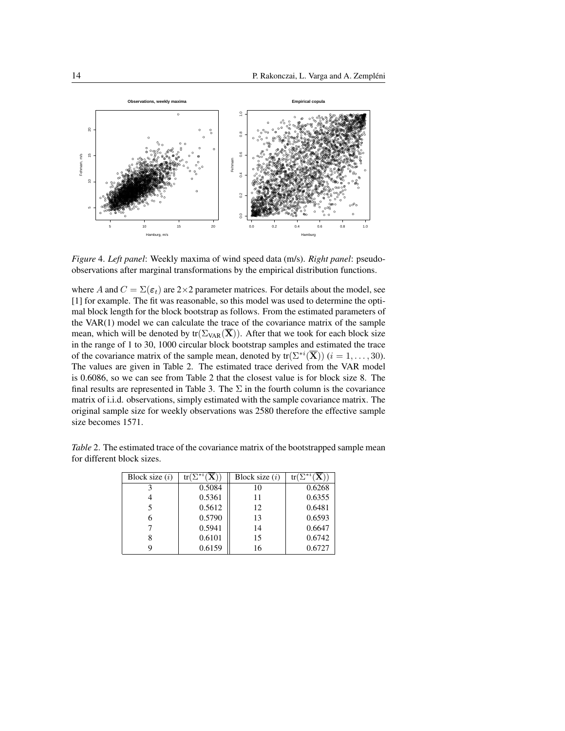*Figure* 4. *Left panel*: Weekly maxima of wind speed data (m/s). *Right panel*: pseudo-observations after marginal transformations by the empirical distribution functions.

where $A$ and $C = \Sigma(\varepsilon_t)$ are $2\times 2$ parameter matrices. For details about the model, see [1] for example. The fit was reasonable, so this model was used to determine the optimal block length for the block bootstrap as follows. From the estimated parameters of the VAR(1) model we can calculate the trace of the covariance matrix of the sample mean, which will be denoted by $\text{tr}(\Sigma_{\text{VAR}}(\overline{\mathbf{X}}))$. After that we took for each block size in the range of 1 to 30, 1000 circular block bootstrap samples and estimated the trace of the covariance matrix of the sample mean, denoted by $\text{tr}(\Sigma^{*i}(\overline{\mathbf{X}}))$ $(i = 1, \ldots, 30)$. The values are given in Table 2. The estimated trace derived from the VAR model is 0.6086, so we can see from Table 2 that the closest value is for block size 8. The final results are represented in Table 3. The $\Sigma$ in the fourth column is the covariance matrix of i.i.d. observations, simply estimated with the sample covariance matrix. The original sample size for weekly observations was 2580 therefore the effective sample size becomes 1571.

*Table* 2. The estimated trace of the covariance matrix of the bootstrapped sample mean for different block sizes.

| Block size ($i$) | $\text{tr}(\Sigma^{*i}(\overline{\mathbf{X}}))$ | Block size ($i$) | $\text{tr}(\Sigma^{*i}(\overline{\mathbf{X}}))$ |
|---|---|---|---|
| 3 | 0.5084 | 10 | 0.6268 |
| 4 | 0.5361 | 11 | 0.6355 |
| 5 | 0.5612 | 12 | 0.6481 |
| 6 | 0.5790 | 13 | 0.6593 |
| 7 | 0.5941 | 14 | 0.6647 |
| 8 | 0.6101 | 15 | 0.6742 |
| 9 | 0.6159 | 16 | 0.6727 |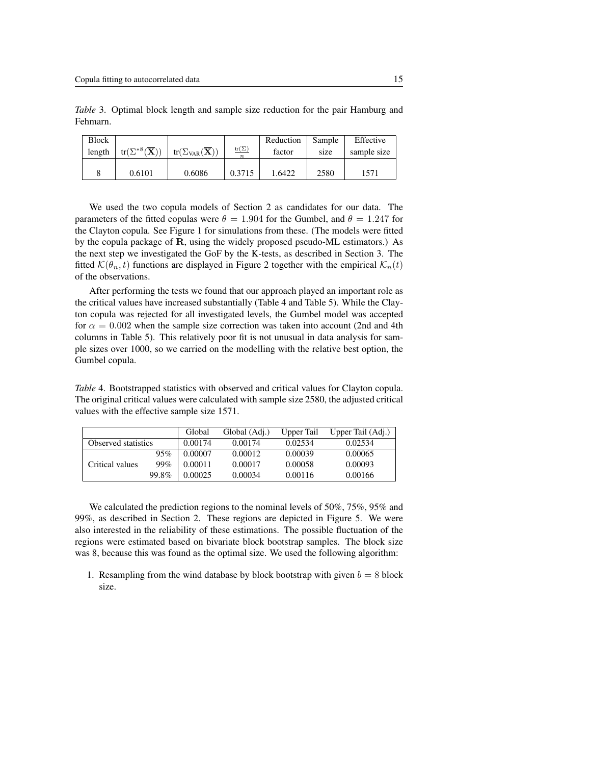*Table* 3. Optimal block length and sample size reduction for the pair Hamburg and Fehmarn.

| Block length | $\mathrm{tr}(\Sigma^{*8}(\overline{\mathbf{X}}))$ | $\mathrm{tr}(\Sigma_{\mathrm{VAR}}(\overline{\mathbf{X}}))$ | $\frac{\mathrm{tr}(\Sigma)}{n}$ | Reduction factor | Sample size | Effective sample size |
|---|---|---|---|---|---|---|
| 8 | 0.6101 | 0.6086 | 0.3715 | 1.6422 | 2580 | 1571 |

We used the two copula models of Section 2 as candidates for our data. The parameters of the fitted copulas were $\theta = 1.904$ for the Gumbel, and $\theta = 1.247$ for the Clayton copula. See Figure 1 for simulations from these. (The models were fitted by the copula package of **R**, using the widely proposed pseudo-ML estimators.) As the next step we investigated the GoF by the K-tests, as described in Section 3. The fitted $\mathcal{K}(\theta_n, t)$ functions are displayed in Figure 2 together with the empirical $\mathcal{K}_n(t)$ of the observations.

After performing the tests we found that our approach played an important role as the critical values have increased substantially (Table 4 and Table 5). While the Clayton copula was rejected for all investigated levels, the Gumbel model was accepted for $\alpha = 0.002$ when the sample size correction was taken into account (2nd and 4th columns in Table 5). This relatively poor fit is not unusual in data analysis for sample sizes over 1000, so we carried on the modelling with the relative best option, the Gumbel copula.

*Table* 4. Bootstrapped statistics with observed and critical values for Clayton copula. The original critical values were calculated with sample size 2580, the adjusted critical values with the effective sample size 1571.

| | | Global | Global (Adj.) | Upper Tail | Upper Tail (Adj.) |
|---|---|---|---|---|---|
| Observed statistics | | 0.00174 | 0.00174 | 0.02534 | 0.02534 |
| Critical values | 95% | 0.00007 | 0.00012 | 0.00039 | 0.00065 |
| | 99% | 0.00011 | 0.00017 | 0.00058 | 0.00093 |
| | 99.8% | 0.00025 | 0.00034 | 0.00116 | 0.00166 |

We calculated the prediction regions to the nominal levels of 50%, 75%, 95% and 99%, as described in Section 2. These regions are depicted in Figure 5. We were also interested in the reliability of these estimations. The possible fluctuation of the regions were estimated based on bivariate block bootstrap samples. The block size was 8, because this was found as the optimal size. We used the following algorithm:

1. Resampling from the wind database by block bootstrap with given $b = 8$ block size.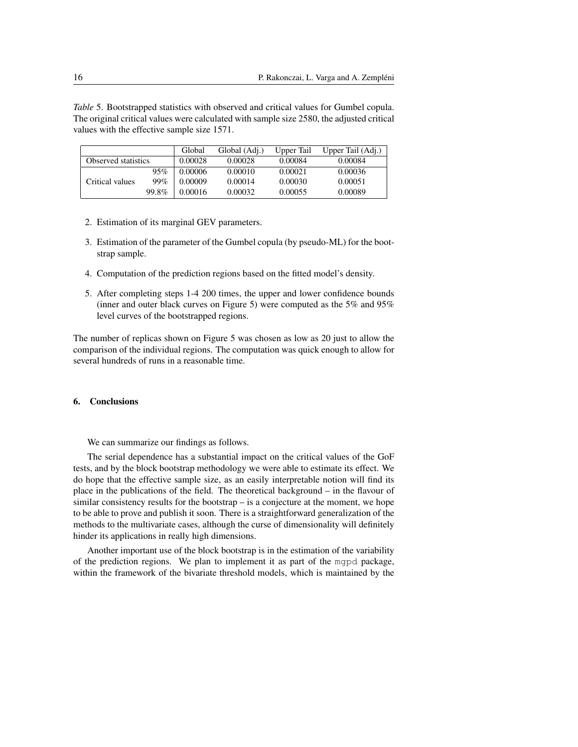*Table* 5. Bootstrapped statistics with observed and critical values for Gumbel copula. The original critical values were calculated with sample size 2580, the adjusted critical values with the effective sample size 1571.

| | | Global | Global (Adj.) | Upper Tail | Upper Tail (Adj.) |
|---|---|---|---|---|---|
| Observed statistics | | 0.00028 | 0.00028 | 0.00084 | 0.00084 |
| Critical values | 95% | 0.00006 | 0.00010 | 0.00021 | 0.00036 |
| | 99% | 0.00009 | 0.00014 | 0.00030 | 0.00051 |
| | 99.8% | 0.00016 | 0.00032 | 0.00055 | 0.00089 |

2. Estimation of its marginal GEV parameters.

3. Estimation of the parameter of the Gumbel copula (by pseudo-ML) for the bootstrap sample.

4. Computation of the prediction regions based on the fitted model's density.

5. After completing steps 1-4 200 times, the upper and lower confidence bounds (inner and outer black curves on Figure 5) were computed as the 5% and 95% level curves of the bootstrapped regions.

The number of replicas shown on Figure 5 was chosen as low as 20 just to allow the comparison of the individual regions. The computation was quick enough to allow for several hundreds of runs in a reasonable time.

## 6. Conclusions

We can summarize our findings as follows.

The serial dependence has a substantial impact on the critical values of the GoF tests, and by the block bootstrap methodology we were able to estimate its effect. We do hope that the effective sample size, as an easily interpretable notion will find its place in the publications of the field. The theoretical background – in the flavour of similar consistency results for the bootstrap – is a conjecture at the moment, we hope to be able to prove and publish it soon. There is a straightforward generalization of the methods to the multivariate cases, although the curse of dimensionality will definitely hinder its applications in really high dimensions.

Another important use of the block bootstrap is in the estimation of the variability of the prediction regions. We plan to implement it as part of the `mgpd` package, within the framework of the bivariate threshold models, which is maintained by the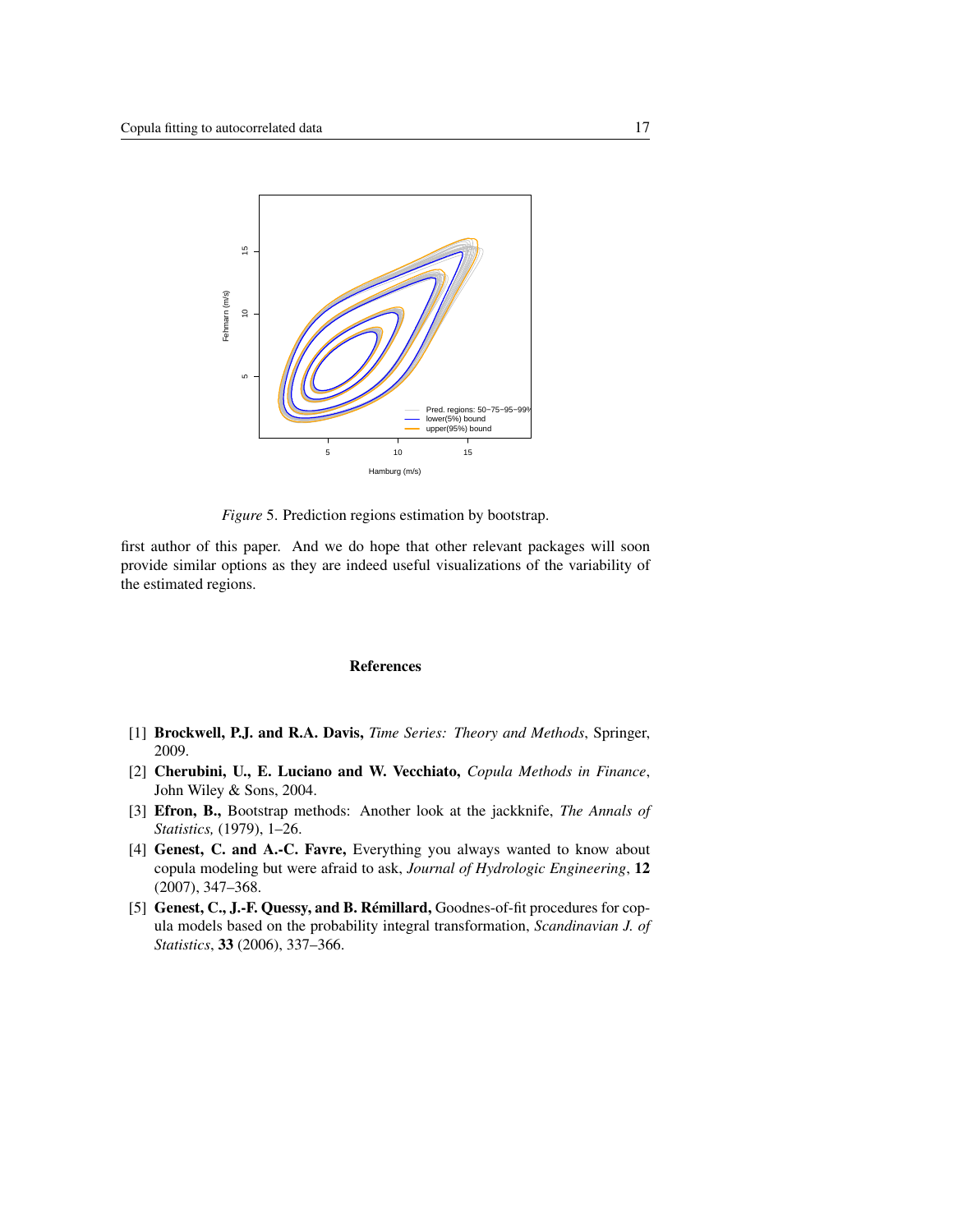*Figure* 5. Prediction regions estimation by bootstrap.

first author of this paper. And we do hope that other relevant packages will soon provide similar options as they are indeed useful visualizations of the variability of the estimated regions.

## References

[1] **Brockwell, P.J. and R.A. Davis,** *Time Series: Theory and Methods*, Springer, 2009.

[2] **Cherubini, U., E. Luciano and W. Vecchiato,** *Copula Methods in Finance*, John Wiley & Sons, 2004.

[3] **Efron, B.,** Bootstrap methods: Another look at the jackknife, *The Annals of Statistics,* (1979), 1–26.

[4] **Genest, C. and A.-C. Favre,** Everything you always wanted to know about copula modeling but were afraid to ask, *Journal of Hydrologic Engineering*, **12** (2007), 347–368.

[5] **Genest, C., J.-F. Quessy, and B. Rémillard,** Goodnes-of-fit procedures for copula models based on the probability integral transformation, *Scandinavian J. of Statistics*, **33** (2006), 337–366.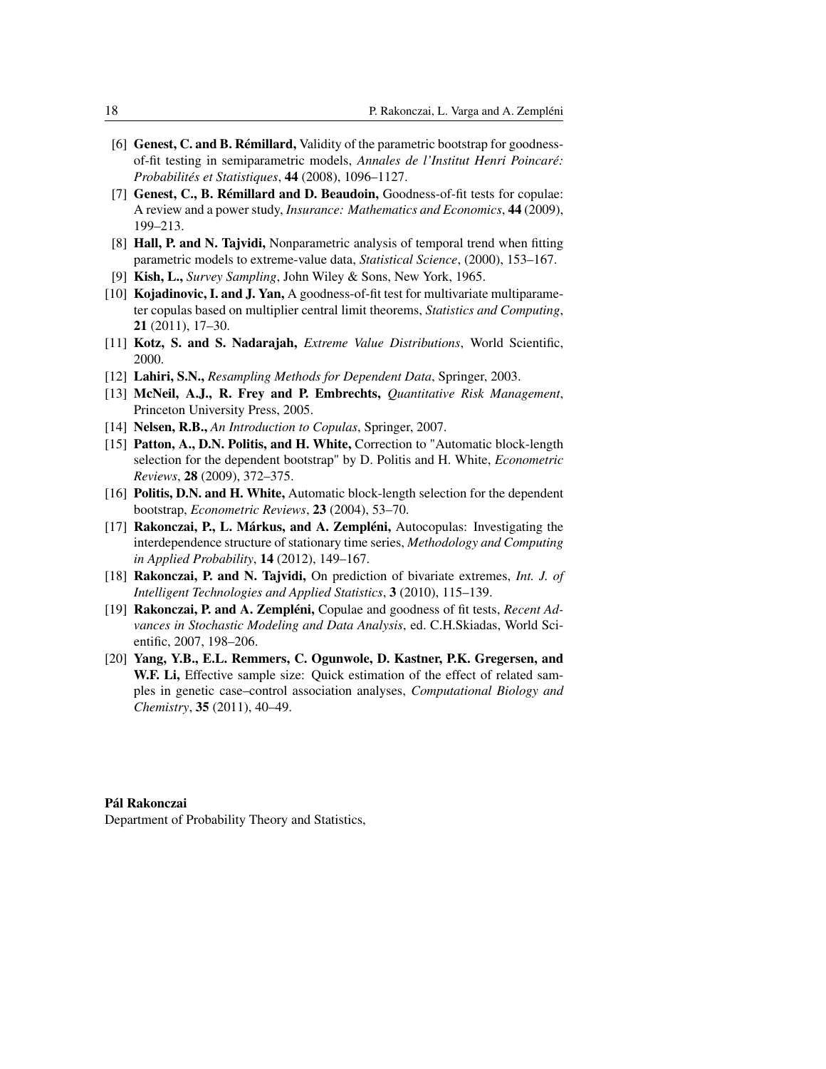[6] **Genest, C. and B. Rémillard,** Validity of the parametric bootstrap for goodness-of-fit testing in semiparametric models, *Annales de l'Institut Henri Poincaré: Probabilités et Statistiques*, **44** (2008), 1096–1127.

[7] **Genest, C., B. Rémillard and D. Beaudoin,** Goodness-of-fit tests for copulae: A review and a power study, *Insurance: Mathematics and Economics*, **44** (2009), 199–213.

[8] **Hall, P. and N. Tajvidi,** Nonparametric analysis of temporal trend when fitting parametric models to extreme-value data, *Statistical Science*, (2000), 153–167.

[9] **Kish, L.,** *Survey Sampling*, John Wiley & Sons, New York, 1965.

[10] **Kojadinovic, I. and J. Yan,** A goodness-of-fit test for multivariate multiparameter copulas based on multiplier central limit theorems, *Statistics and Computing*, **21** (2011), 17–30.

[11] **Kotz, S. and S. Nadarajah,** *Extreme Value Distributions*, World Scientific, 2000.

[12] **Lahiri, S.N.,** *Resampling Methods for Dependent Data*, Springer, 2003.

[13] **McNeil, A.J., R. Frey and P. Embrechts,** *Quantitative Risk Management*, Princeton University Press, 2005.

[14] **Nelsen, R.B.,** *An Introduction to Copulas*, Springer, 2007.

[15] **Patton, A., D.N. Politis, and H. White,** Correction to "Automatic block-length selection for the dependent bootstrap" by D. Politis and H. White, *Econometric Reviews*, **28** (2009), 372–375.

[16] **Politis, D.N. and H. White,** Automatic block-length selection for the dependent bootstrap, *Econometric Reviews*, **23** (2004), 53–70.

[17] **Rakonczai, P., L. Márkus, and A. Zempléni,** Autocopulas: Investigating the interdependence structure of stationary time series, *Methodology and Computing in Applied Probability*, **14** (2012), 149–167.

[18] **Rakonczai, P. and N. Tajvidi,** On prediction of bivariate extremes, *Int. J. of Intelligent Technologies and Applied Statistics*, **3** (2010), 115–139.

[19] **Rakonczai, P. and A. Zempléni,** Copulae and goodness of fit tests, *Recent Advances in Stochastic Modeling and Data Analysis*, ed. C.H.Skiadas, World Scientific, 2007, 198–206.

[20] **Yang, Y.B., E.L. Remmers, C. Ogunwole, D. Kastner, P.K. Gregersen, and W.F. Li,** Effective sample size: Quick estimation of the effect of related samples in genetic case–control association analyses, *Computational Biology and Chemistry*, **35** (2011), 40–49.

**Pál Rakonczai**
Department of Probability Theory and Statistics,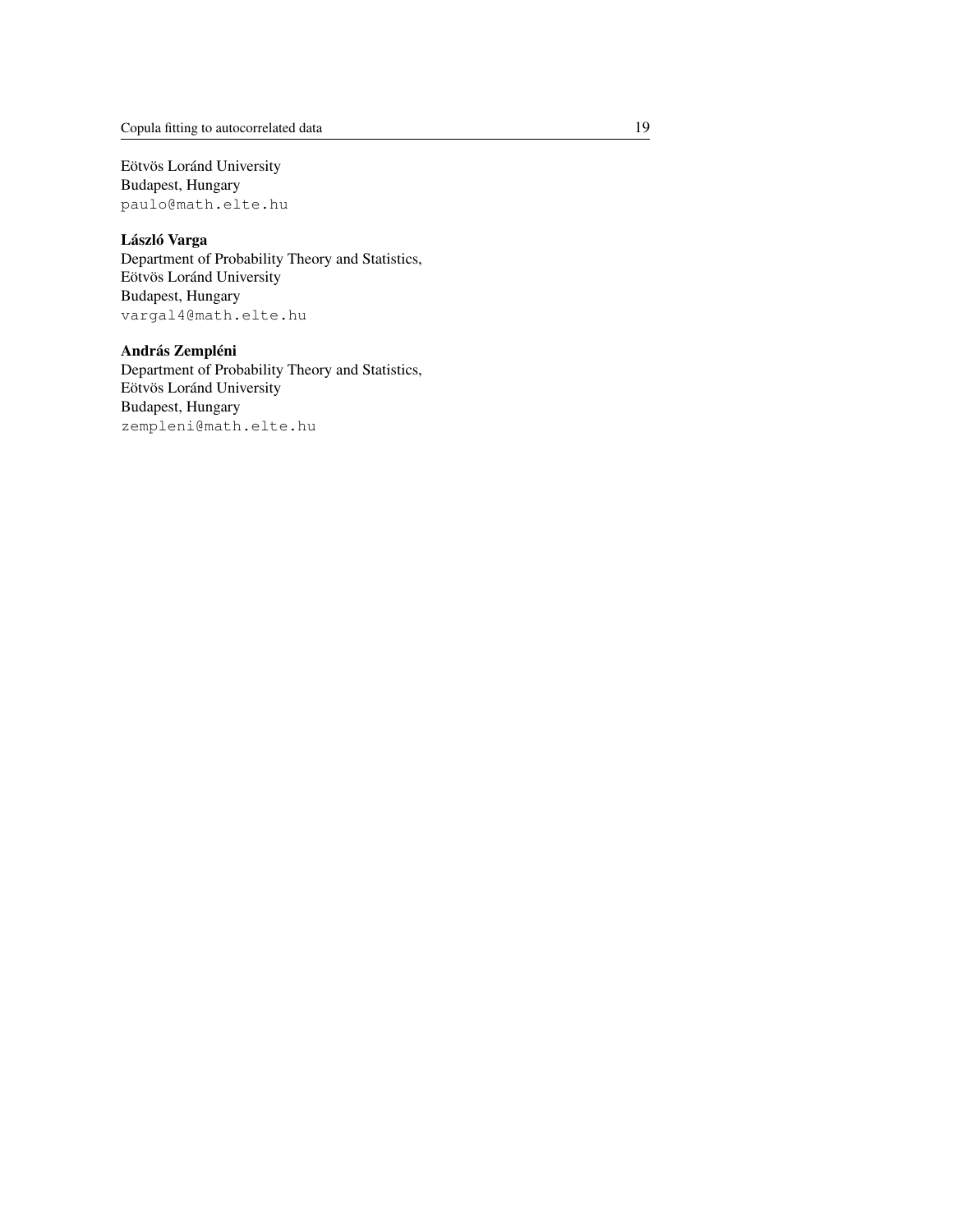Eötvös Loránd University  
Budapest, Hungary  
paulo@math.elte.hu

**László Varga**  
Department of Probability Theory and Statistics,  
Eötvös Loránd University  
Budapest, Hungary  
vargal4@math.elte.hu

**András Zempléni**  
Department of Probability Theory and Statistics,  
Eötvös Loránd University  
Budapest, Hungary  
zempleni@math.elte.hu